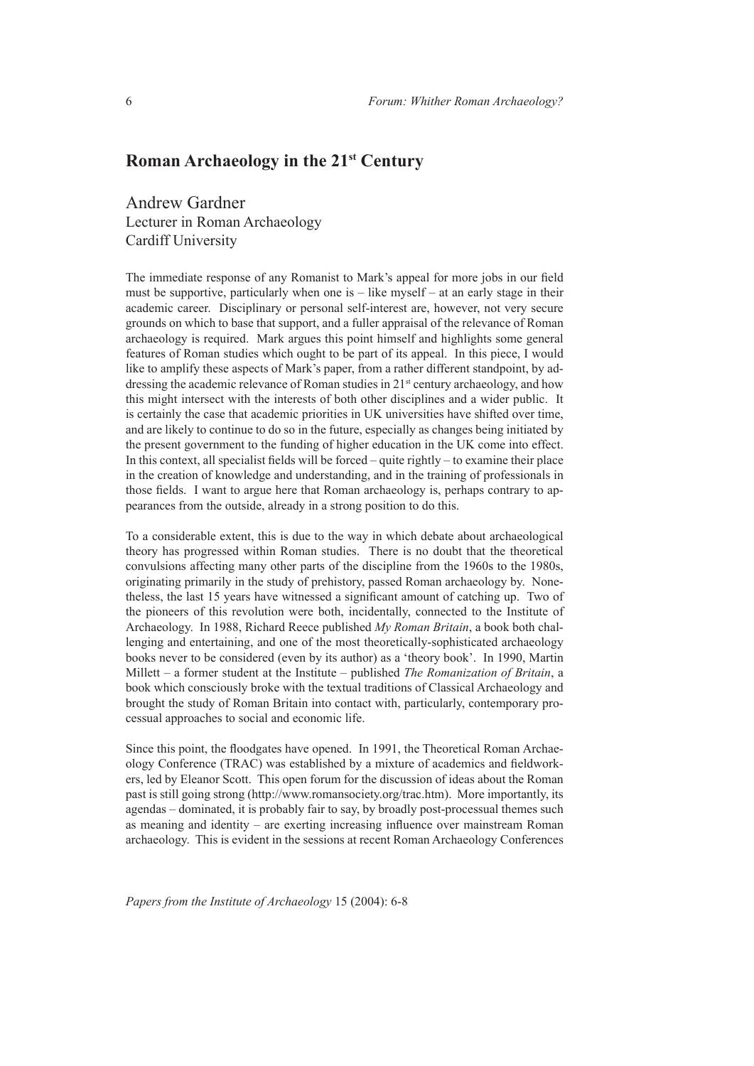## Roman Archaeology in the 21st Century

Andrew Gardner
Lecturer in Roman Archaeology
Cardiff University

The immediate response of any Romanist to Mark's appeal for more jobs in our field must be supportive, particularly when one is – like myself – at an early stage in their academic career. Disciplinary or personal self-interest are, however, not very secure grounds on which to base that support, and a fuller appraisal of the relevance of Roman archaeology is required. Mark argues this point himself and highlights some general features of Roman studies which ought to be part of its appeal. In this piece, I would like to amplify these aspects of Mark's paper, from a rather different standpoint, by addressing the academic relevance of Roman studies in 21st century archaeology, and how this might intersect with the interests of both other disciplines and a wider public. It is certainly the case that academic priorities in UK universities have shifted over time, and are likely to continue to do so in the future, especially as changes being initiated by the present government to the funding of higher education in the UK come into effect. In this context, all specialist fields will be forced – quite rightly – to examine their place in the creation of knowledge and understanding, and in the training of professionals in those fields. I want to argue here that Roman archaeology is, perhaps contrary to appearances from the outside, already in a strong position to do this.

To a considerable extent, this is due to the way in which debate about archaeological theory has progressed within Roman studies. There is no doubt that the theoretical convulsions affecting many other parts of the discipline from the 1960s to the 1980s, originating primarily in the study of prehistory, passed Roman archaeology by. Nonetheless, the last 15 years have witnessed a significant amount of catching up. Two of the pioneers of this revolution were both, incidentally, connected to the Institute of Archaeology. In 1988, Richard Reece published *My Roman Britain*, a book both challenging and entertaining, and one of the most theoretically-sophisticated archaeology books never to be considered (even by its author) as a 'theory book'. In 1990, Martin Millett – a former student at the Institute – published *The Romanization of Britain*, a book which consciously broke with the textual traditions of Classical Archaeology and brought the study of Roman Britain into contact with, particularly, contemporary processual approaches to social and economic life.

Since this point, the floodgates have opened. In 1991, the Theoretical Roman Archaeology Conference (TRAC) was established by a mixture of academics and fieldworkers, led by Eleanor Scott. This open forum for the discussion of ideas about the Roman past is still going strong (http://www.romansociety.org/trac.htm). More importantly, its agendas – dominated, it is probably fair to say, by broadly post-processual themes such as meaning and identity – are exerting increasing influence over mainstream Roman archaeology. This is evident in the sessions at recent Roman Archaeology Conferences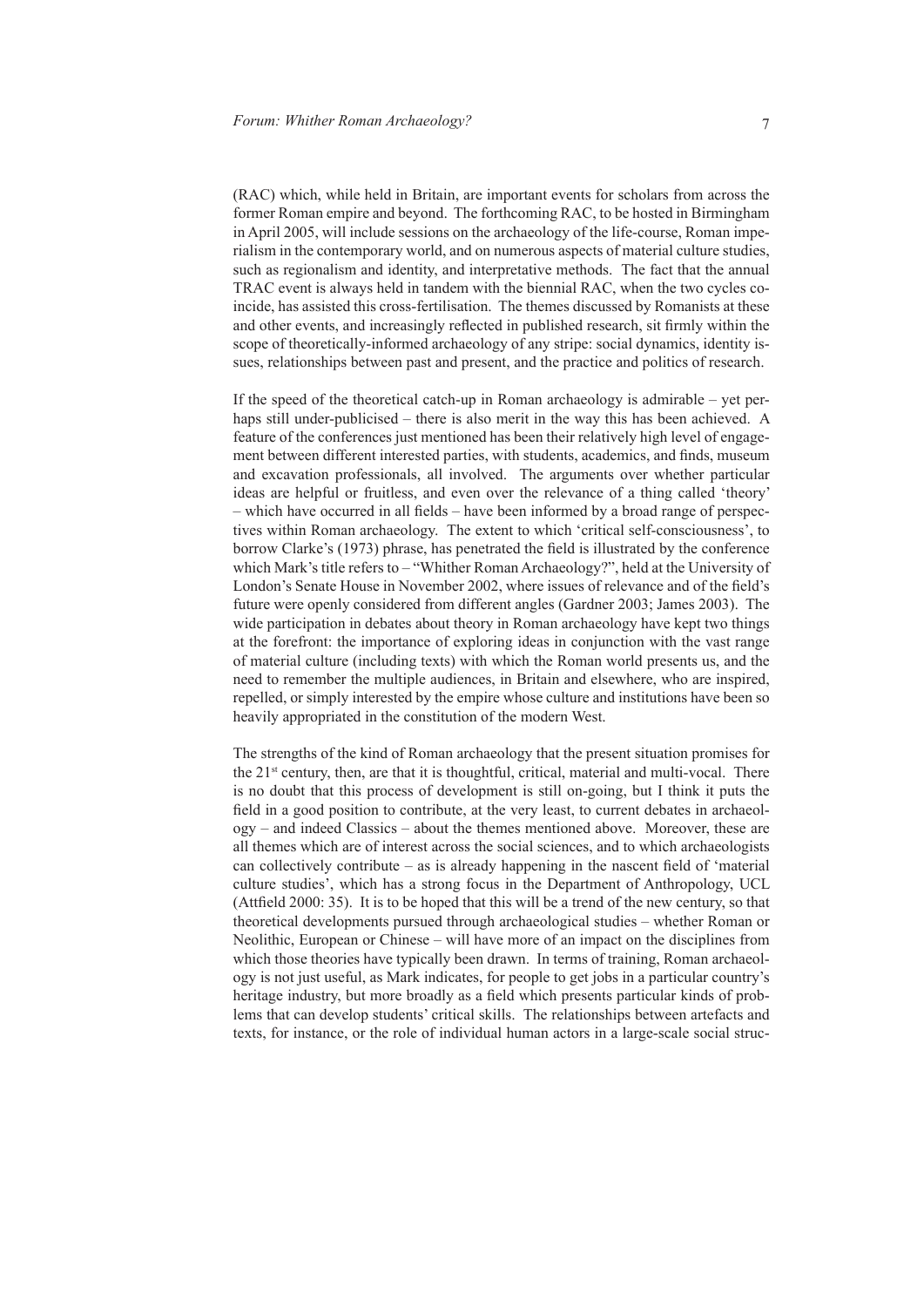(RAC) which, while held in Britain, are important events for scholars from across the former Roman empire and beyond. The forthcoming RAC, to be hosted in Birmingham in April 2005, will include sessions on the archaeology of the life-course, Roman imperialism in the contemporary world, and on numerous aspects of material culture studies, such as regionalism and identity, and interpretative methods. The fact that the annual TRAC event is always held in tandem with the biennial RAC, when the two cycles coincide, has assisted this cross-fertilisation. The themes discussed by Romanists at these and other events, and increasingly reflected in published research, sit firmly within the scope of theoretically-informed archaeology of any stripe: social dynamics, identity issues, relationships between past and present, and the practice and politics of research.

If the speed of the theoretical catch-up in Roman archaeology is admirable – yet perhaps still under-publicised – there is also merit in the way this has been achieved. A feature of the conferences just mentioned has been their relatively high level of engagement between different interested parties, with students, academics, and finds, museum and excavation professionals, all involved. The arguments over whether particular ideas are helpful or fruitless, and even over the relevance of a thing called 'theory' – which have occurred in all fields – have been informed by a broad range of perspectives within Roman archaeology. The extent to which 'critical self-consciousness', to borrow Clarke's (1973) phrase, has penetrated the field is illustrated by the conference which Mark's title refers to – "Whither Roman Archaeology?", held at the University of London's Senate House in November 2002, where issues of relevance and of the field's future were openly considered from different angles (Gardner 2003; James 2003). The wide participation in debates about theory in Roman archaeology have kept two things at the forefront: the importance of exploring ideas in conjunction with the vast range of material culture (including texts) with which the Roman world presents us, and the need to remember the multiple audiences, in Britain and elsewhere, who are inspired, repelled, or simply interested by the empire whose culture and institutions have been so heavily appropriated in the constitution of the modern West.

The strengths of the kind of Roman archaeology that the present situation promises for the 21st century, then, are that it is thoughtful, critical, material and multi-vocal. There is no doubt that this process of development is still on-going, but I think it puts the field in a good position to contribute, at the very least, to current debates in archaeology – and indeed Classics – about the themes mentioned above. Moreover, these are all themes which are of interest across the social sciences, and to which archaeologists can collectively contribute – as is already happening in the nascent field of 'material culture studies', which has a strong focus in the Department of Anthropology, UCL (Attfield 2000: 35). It is to be hoped that this will be a trend of the new century, so that theoretical developments pursued through archaeological studies – whether Roman or Neolithic, European or Chinese – will have more of an impact on the disciplines from which those theories have typically been drawn. In terms of training, Roman archaeology is not just useful, as Mark indicates, for people to get jobs in a particular country's heritage industry, but more broadly as a field which presents particular kinds of problems that can develop students' critical skills. The relationships between artefacts and texts, for instance, or the role of individual human actors in a large-scale social struc-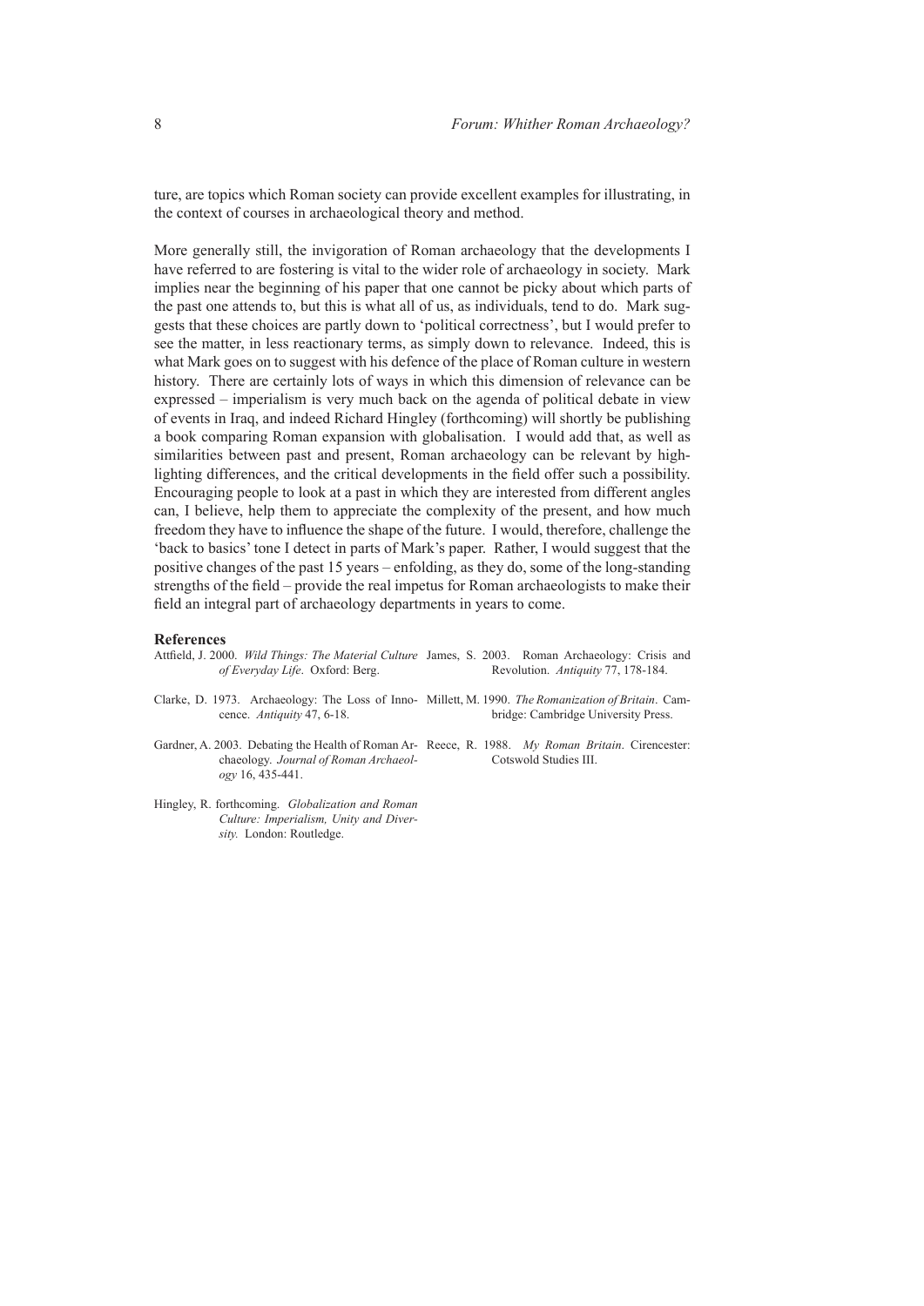ture, are topics which Roman society can provide excellent examples for illustrating, in the context of courses in archaeological theory and method.

More generally still, the invigoration of Roman archaeology that the developments I have referred to are fostering is vital to the wider role of archaeology in society. Mark implies near the beginning of his paper that one cannot be picky about which parts of the past one attends to, but this is what all of us, as individuals, tend to do. Mark suggests that these choices are partly down to 'political correctness', but I would prefer to see the matter, in less reactionary terms, as simply down to relevance. Indeed, this is what Mark goes on to suggest with his defence of the place of Roman culture in western history. There are certainly lots of ways in which this dimension of relevance can be expressed – imperialism is very much back on the agenda of political debate in view of events in Iraq, and indeed Richard Hingley (forthcoming) will shortly be publishing a book comparing Roman expansion with globalisation. I would add that, as well as similarities between past and present, Roman archaeology can be relevant by highlighting differences, and the critical developments in the field offer such a possibility. Encouraging people to look at a past in which they are interested from different angles can, I believe, help them to appreciate the complexity of the present, and how much freedom they have to influence the shape of the future. I would, therefore, challenge the 'back to basics' tone I detect in parts of Mark's paper. Rather, I would suggest that the positive changes of the past 15 years – enfolding, as they do, some of the long-standing strengths of the field – provide the real impetus for Roman archaeologists to make their field an integral part of archaeology departments in years to come.

## References

Attfield, J. 2000. *Wild Things: The Material Culture of Everyday Life*. Oxford: Berg.

Clarke, D. 1973. Archaeology: The Loss of Innocence. *Antiquity* 47, 6-18.

Gardner, A. 2003. Debating the Health of Roman Archaeology. *Journal of Roman Archaeology* 16, 435-441.

Hingley, R. forthcoming. *Globalization and Roman Culture: Imperialism, Unity and Diversity.* London: Routledge.

James, S. 2003. Roman Archaeology: Crisis and Revolution. *Antiquity* 77, 178-184.

Millett, M. 1990. *The Romanization of Britain*. Cambridge: Cambridge University Press.

Reece, R. 1988. *My Roman Britain*. Cirencester: Cotswold Studies III.